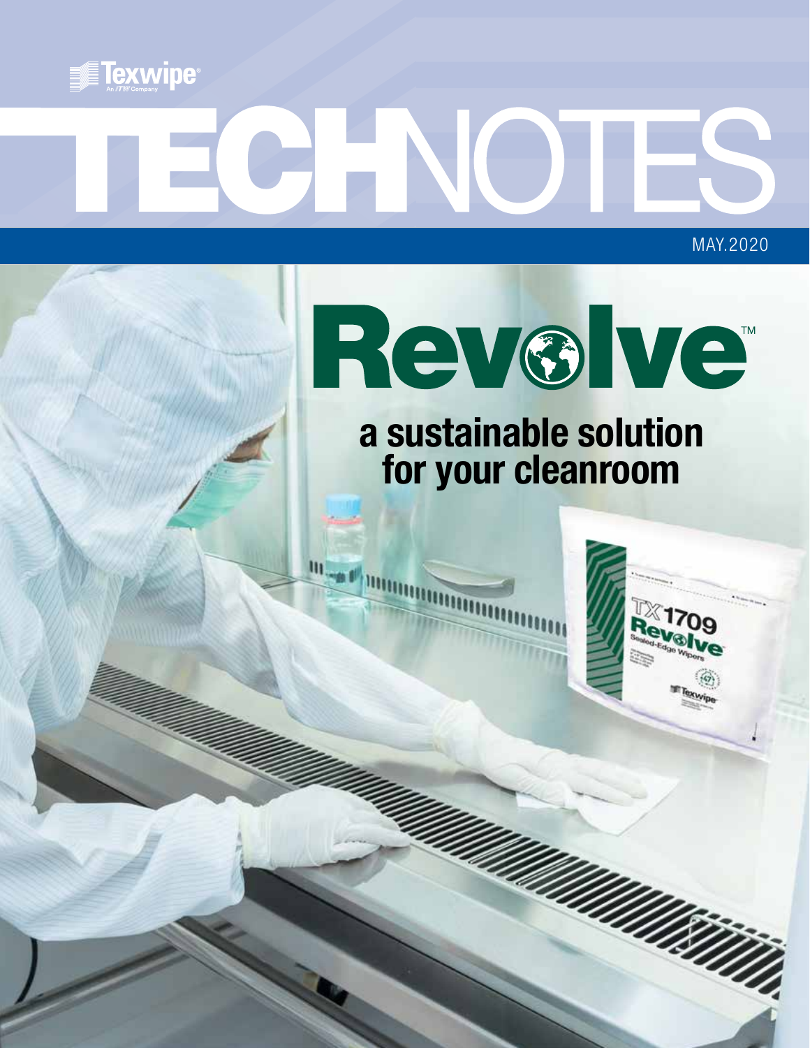Texwipe®
An ITW Company

# TECHNOTES

MAY.2020

# Revolve™

## a sustainable solution for your cleanroom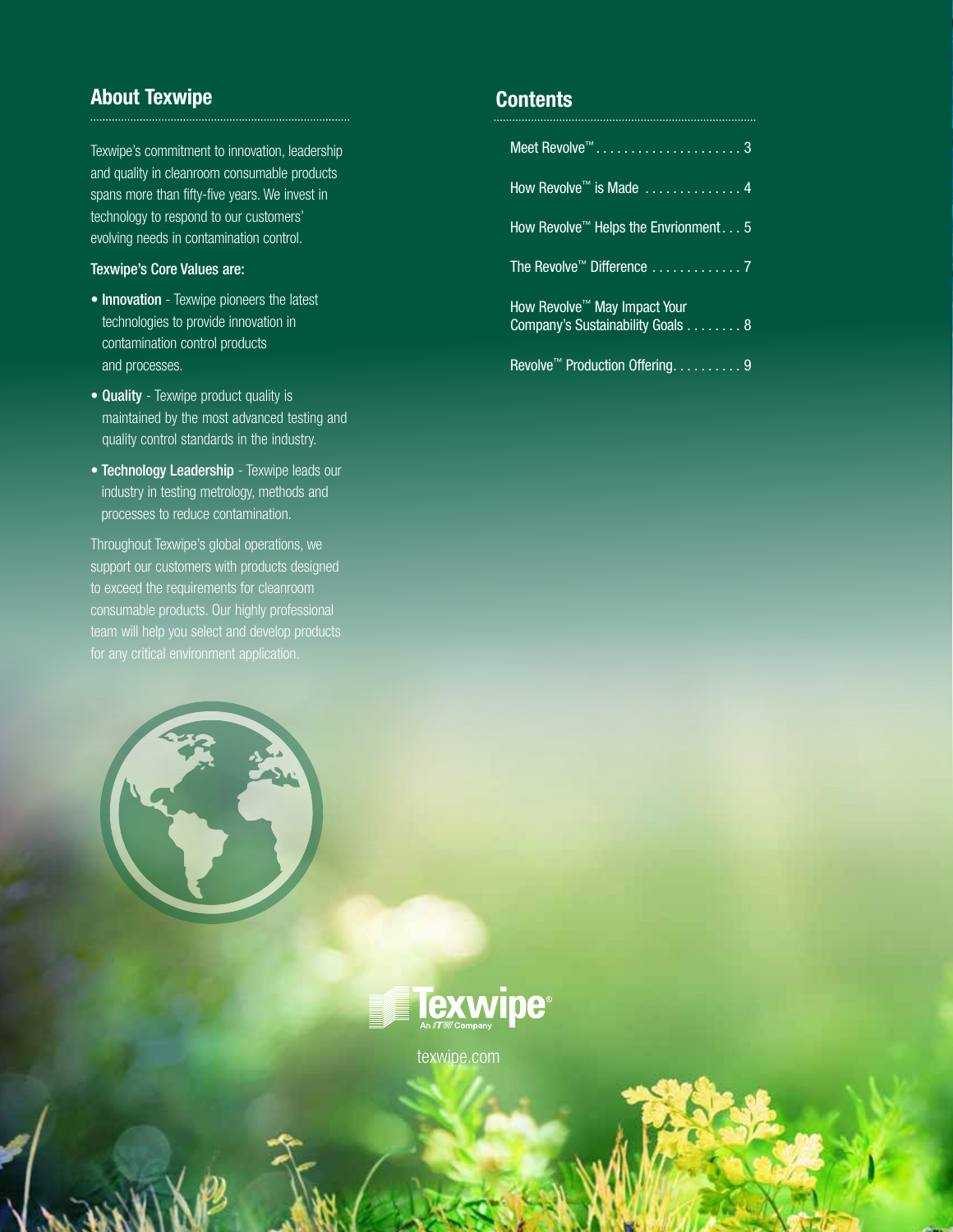## About Texwipe

Texwipe's commitment to innovation, leadership and quality in cleanroom consumable products spans more than fifty-five years. We invest in technology to respond to our customers' evolving needs in contamination control.

**Texwipe's Core Values are:**

- **Innovation** - Texwipe pioneers the latest technologies to provide innovation in contamination control products and processes.
- **Quality** - Texwipe product quality is maintained by the most advanced testing and quality control standards in the industry.
- **Technology Leadership** - Texwipe leads our industry in testing metrology, methods and processes to reduce contamination.

Throughout Texwipe's global operations, we support our customers with products designed to exceed the requirements for cleanroom consumable products. Our highly professional team will help you select and develop products for any critical environment application.

## Contents

- Meet Revolve™ . . . . . . . . . . . . . . . . . . . . . 3
- How Revolve™ is Made . . . . . . . . . . . . . . 4
- How Revolve™ Helps the Envrionment . . . 5
- The Revolve™ Difference . . . . . . . . . . . . . 7
- How Revolve™ May Impact Your Company's Sustainability Goals . . . . . . . . 8
- Revolve™ Production Offering. . . . . . . . . . 9

Texwipe® An ITW Company

texwipe.com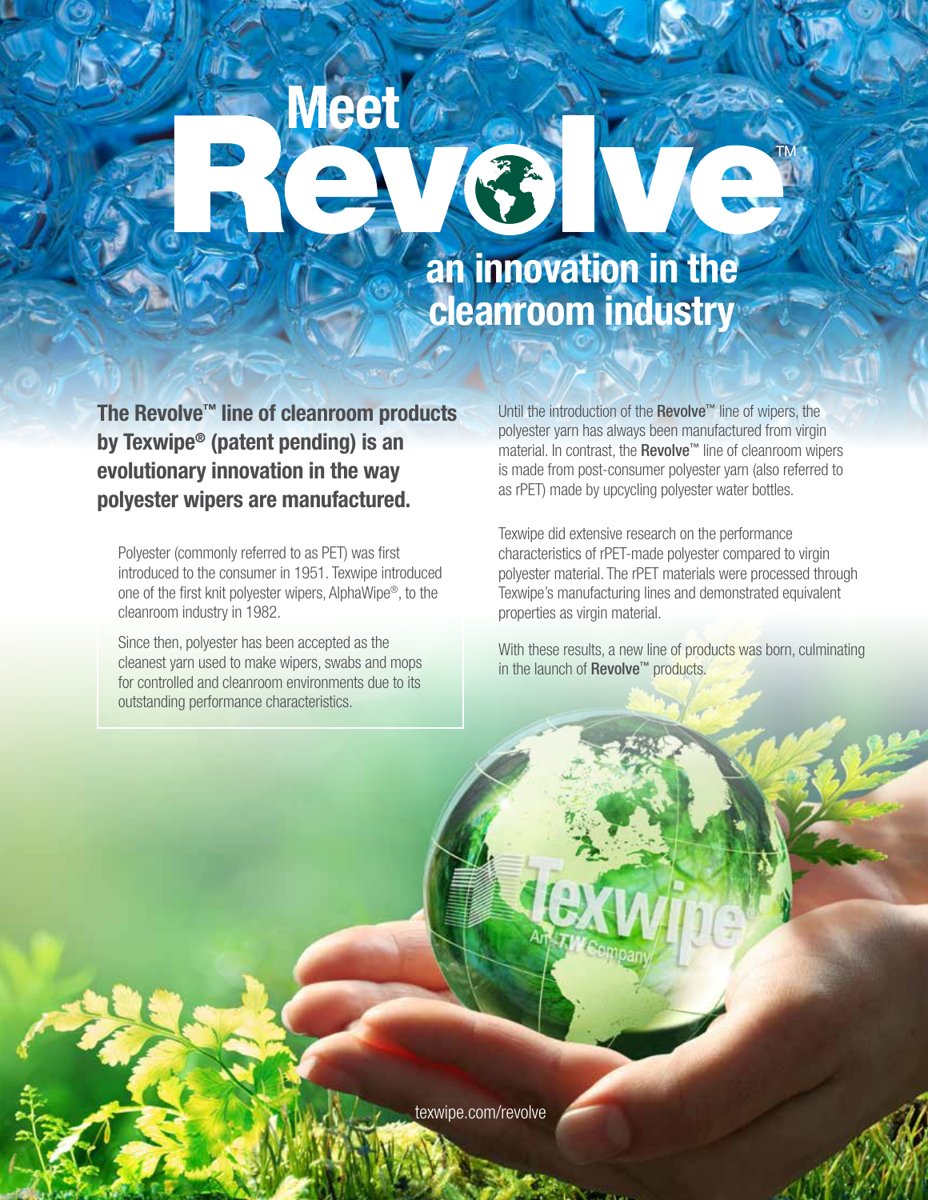# Meet Revolve™

## an innovation in the cleanroom industry

**The Revolve™ line of cleanroom products by Texwipe® (patent pending) is an evolutionary innovation in the way polyester wipers are manufactured.**

Polyester (commonly referred to as PET) was first introduced to the consumer in 1951. Texwipe introduced one of the first knit polyester wipers, AlphaWipe®, to the cleanroom industry in 1982.

Since then, polyester has been accepted as the cleanest yarn used to make wipers, swabs and mops for controlled and cleanroom environments due to its outstanding performance characteristics.

Until the introduction of the **Revolve™** line of wipers, the polyester yarn has always been manufactured from virgin material. In contrast, the **Revolve™** line of cleanroom wipers is made from post-consumer polyester yarn (also referred to as rPET) made by upcycling polyester water bottles.

Texwipe did extensive research on the performance characteristics of rPET-made polyester compared to virgin polyester material. The rPET materials were processed through Texwipe's manufacturing lines and demonstrated equivalent properties as virgin material.

With these results, a new line of products was born, culminating in the launch of **Revolve™** products.

texwipe.com/revolve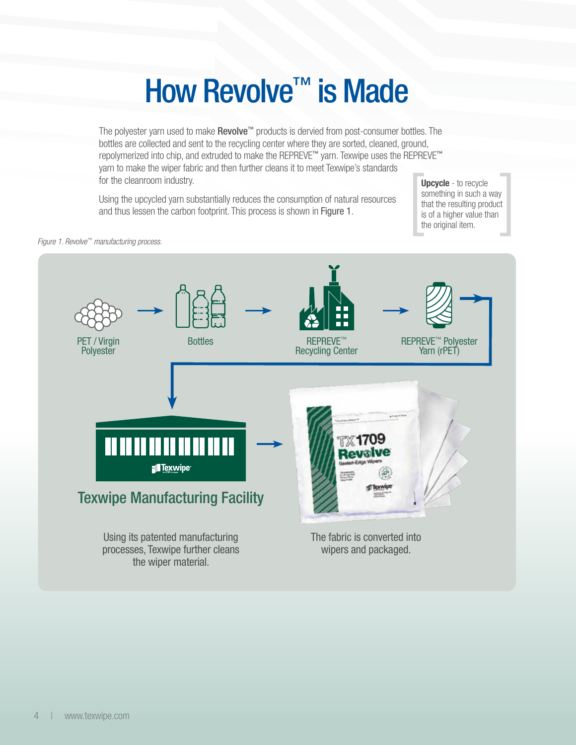# How Revolve™ is Made

The polyester yarn used to make **Revolve**™ products is dervied from post-consumer bottles. The bottles are collected and sent to the recycling center where they are sorted, cleaned, ground, repolymerized into chip, and extruded to make the REPREVE™ yarn. Texwipe uses the REPREVE™ yarn to make the wiper fabric and then further cleans it to meet Texwipe's standards for the cleanroom industry.

Using the upcycled yarn substantially reduces the consumption of natural resources and thus lessen the carbon footprint. This process is shown in Figure 1.

> **Upcycle** - to recycle something in such a way that the resulting product is of a higher value than the original item.

*Figure 1. Revolve™ manufacturing process.*

PET / Virgin Polyester → Bottles → REPREVE™ Recycling Center → REPREVE™ Polyester Yarn (rPET) → Texwipe Manufacturing Facility → The fabric is converted into wipers and packaged.

**Texwipe Manufacturing Facility**

Using its patented manufacturing processes, Texwipe further cleans the wiper material.

The fabric is converted into wipers and packaged.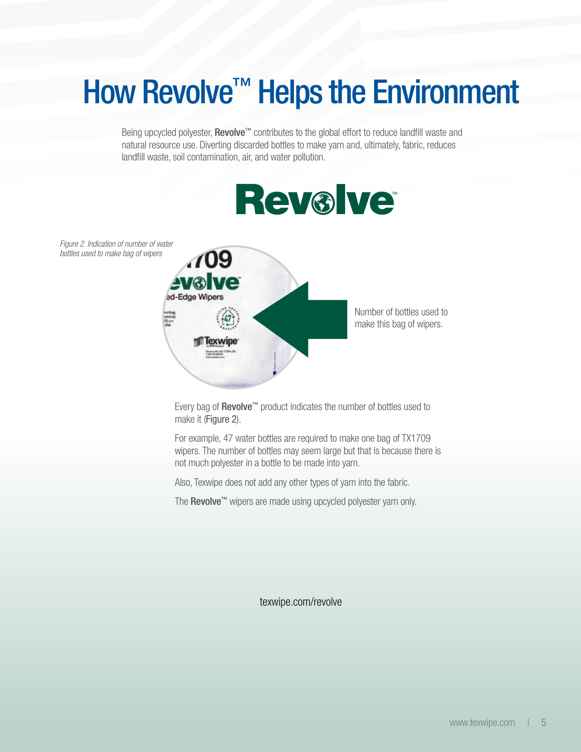# How Revolve™ Helps the Environment

Being upcycled polyester, **Revolve™** contributes to the global effort to reduce landfill waste and natural resource use. Diverting discarded bottles to make yarn and, ultimately, fabric, reduces landfill waste, soil contamination, air, and water pollution.

*Figure 2. Indication of number of water bottles used to make bag of wipers*

Number of bottles used to make this bag of wipers.

Every bag of **Revolve™** product indicates the number of bottles used to make it (Figure 2).

For example, 47 water bottles are required to make one bag of TX1709 wipers. The number of bottles may seem large but that is because there is not much polyester in a bottle to be made into yarn.

Also, Texwipe does not add any other types of yarn into the fabric.

The **Revolve™** wipers are made using upcycled polyester yarn only.

texwipe.com/revolve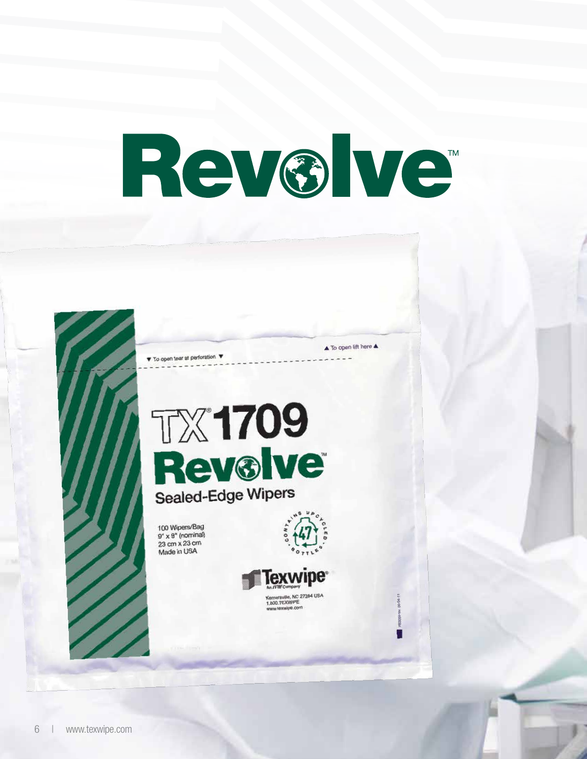# Revolve™

▼ To open tear at perforation ▼

▲ To open lift here ▲

TX®1709

Revolve™

Sealed-Edge Wipers

100 Wipers/Bag
9" x 9" (nominal)
23 cm x 23 cm
Made in USA

CONTAINS UPCYCLED BOTTLES 47

Texwipe®
An ITW Company

Kernersville, NC 27284 USA
1.800.TEXWIPE
www.texwipe.com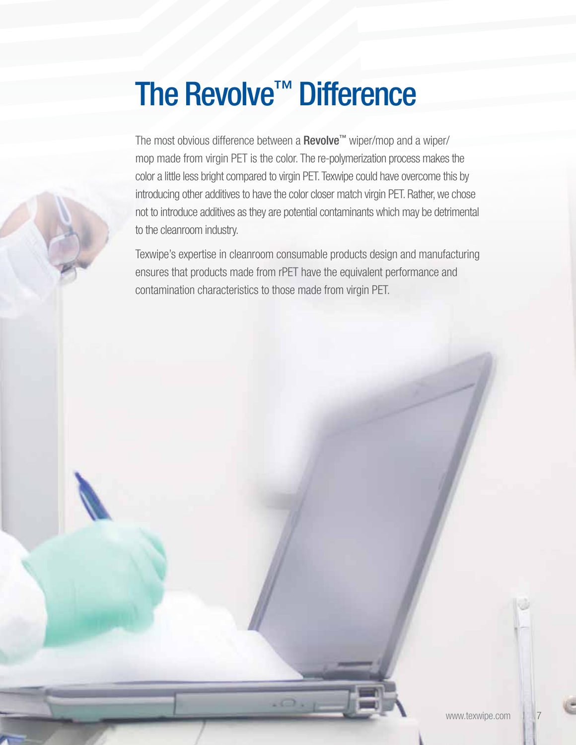# The Revolve™ Difference

The most obvious difference between a **Revolve™** wiper/mop and a wiper/mop made from virgin PET is the color. The re-polymerization process makes the color a little less bright compared to virgin PET. Texwipe could have overcome this by introducing other additives to have the color closer match virgin PET. Rather, we chose not to introduce additives as they are potential contaminants which may be detrimental to the cleanroom industry.

Texwipe's expertise in cleanroom consumable products design and manufacturing ensures that products made from rPET have the equivalent performance and contamination characteristics to those made from virgin PET.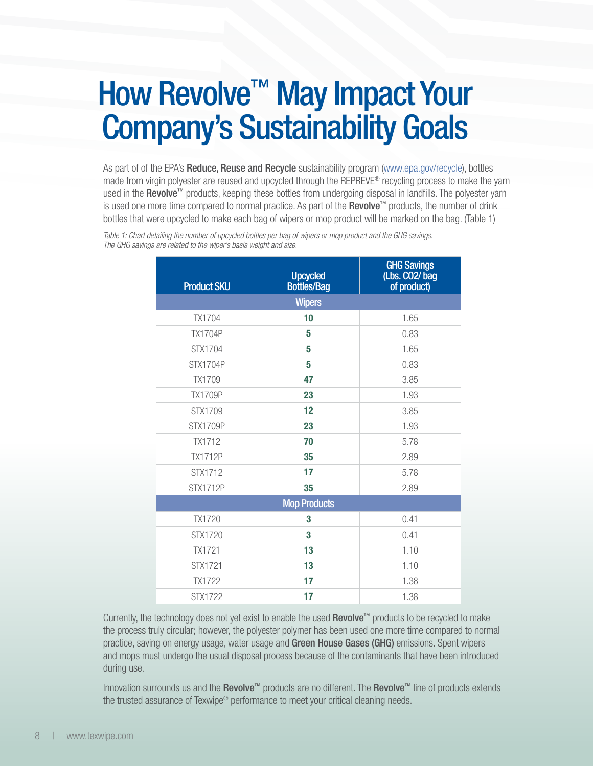# How Revolve™ May Impact Your Company's Sustainability Goals

As part of of the EPA's **Reduce, Reuse and Recycle** sustainability program (www.epa.gov/recycle), bottles made from virgin polyester are reused and upcycled through the REPREVE® recycling process to make the yarn used in the **Revolve**™ products, keeping these bottles from undergoing disposal in landfills. The polyester yarn is used one more time compared to normal practice. As part of the **Revolve**™ products, the number of drink bottles that were upcycled to make each bag of wipers or mop product will be marked on the bag. (Table 1)

*Table 1: Chart detailing the number of upcycled bottles per bag of wipers or mop product and the GHG savings. The GHG savings are related to the wiper's basis weight and size.*

| Product SKU | Upcycled Bottles/Bag | GHG Savings (Lbs. CO2/ bag of product) |
|---|---|---|
| **Wipers** | | |
| TX1704 | **10** | 1.65 |
| TX1704P | **5** | 0.83 |
| STX1704 | **5** | 1.65 |
| STX1704P | **5** | 0.83 |
| TX1709 | **47** | 3.85 |
| TX1709P | **23** | 1.93 |
| STX1709 | **12** | 3.85 |
| STX1709P | **23** | 1.93 |
| TX1712 | **70** | 5.78 |
| TX1712P | **35** | 2.89 |
| STX1712 | **17** | 5.78 |
| STX1712P | **35** | 2.89 |
| **Mop Products** | | |
| TX1720 | **3** | 0.41 |
| STX1720 | **3** | 0.41 |
| TX1721 | **13** | 1.10 |
| STX1721 | **13** | 1.10 |
| TX1722 | **17** | 1.38 |
| STX1722 | **17** | 1.38 |

Currently, the technology does not yet exist to enable the used **Revolve**™ products to be recycled to make the process truly circular; however, the polyester polymer has been used one more time compared to normal practice, saving on energy usage, water usage and **Green House Gases (GHG)** emissions. Spent wipers and mops must undergo the usual disposal process because of the contaminants that have been introduced during use.

Innovation surrounds us and the **Revolve**™ products are no different. The **Revolve**™ line of products extends the trusted assurance of Texwipe® performance to meet your critical cleaning needs.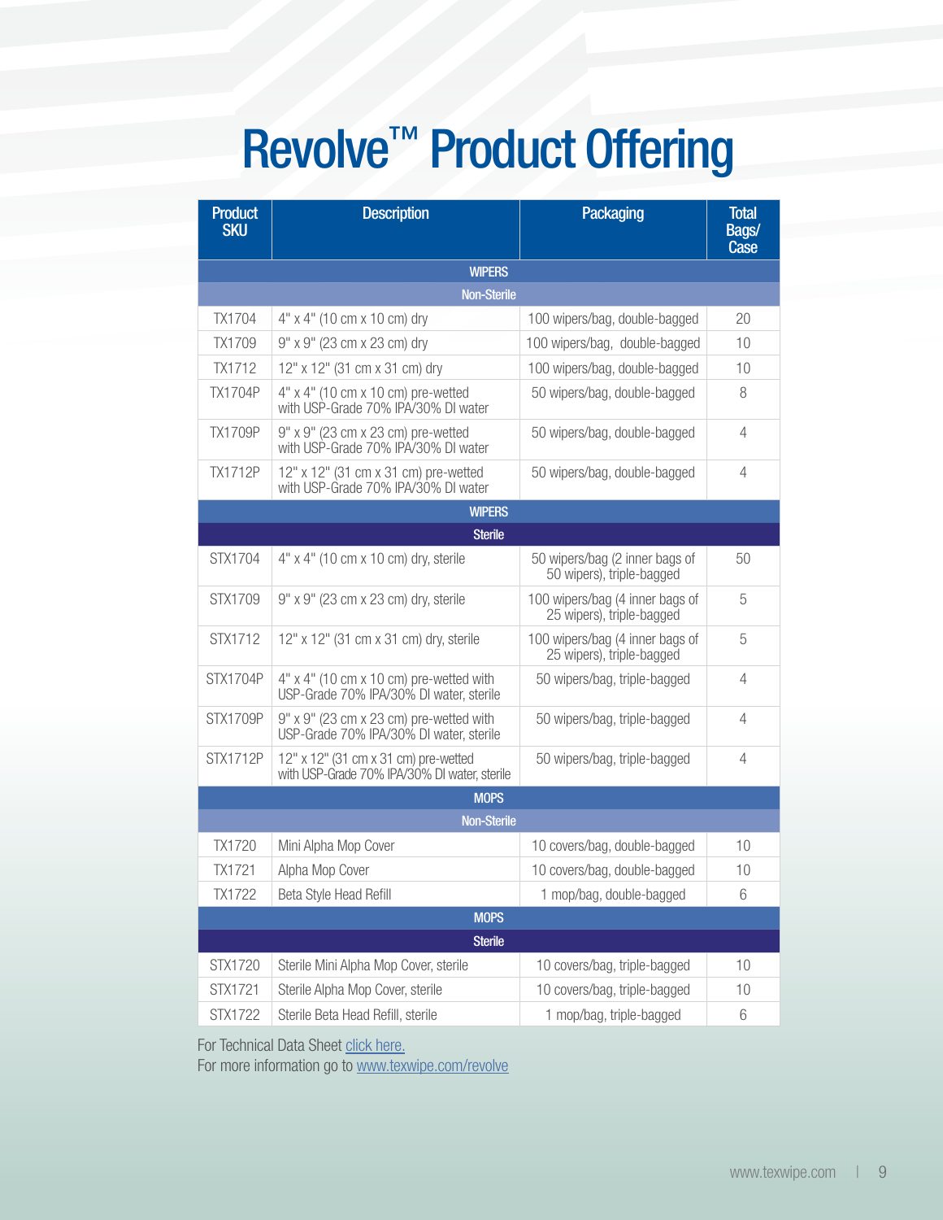# Revolve™ Product Offering

| Product SKU | Description | Packaging | Total Bags/ Case |
|---|---|---|---|
| **WIPERS** | | | |
| **Non-Sterile** | | | |
| TX1704 | 4" x 4" (10 cm x 10 cm) dry | 100 wipers/bag, double-bagged | 20 |
| TX1709 | 9" x 9" (23 cm x 23 cm) dry | 100 wipers/bag, double-bagged | 10 |
| TX1712 | 12" x 12" (31 cm x 31 cm) dry | 100 wipers/bag, double-bagged | 10 |
| TX1704P | 4" x 4" (10 cm x 10 cm) pre-wetted with USP-Grade 70% IPA/30% DI water | 50 wipers/bag, double-bagged | 8 |
| TX1709P | 9" x 9" (23 cm x 23 cm) pre-wetted with USP-Grade 70% IPA/30% DI water | 50 wipers/bag, double-bagged | 4 |
| TX1712P | 12" x 12" (31 cm x 31 cm) pre-wetted with USP-Grade 70% IPA/30% DI water | 50 wipers/bag, double-bagged | 4 |
| **WIPERS** | | | |
| **Sterile** | | | |
| STX1704 | 4" x 4" (10 cm x 10 cm) dry, sterile | 50 wipers/bag (2 inner bags of 50 wipers), triple-bagged | 50 |
| STX1709 | 9" x 9" (23 cm x 23 cm) dry, sterile | 100 wipers/bag (4 inner bags of 25 wipers), triple-bagged | 5 |
| STX1712 | 12" x 12" (31 cm x 31 cm) dry, sterile | 100 wipers/bag (4 inner bags of 25 wipers), triple-bagged | 5 |
| STX1704P | 4" x 4" (10 cm x 10 cm) pre-wetted with USP-Grade 70% IPA/30% DI water, sterile | 50 wipers/bag, triple-bagged | 4 |
| STX1709P | 9" x 9" (23 cm x 23 cm) pre-wetted with USP-Grade 70% IPA/30% DI water, sterile | 50 wipers/bag, triple-bagged | 4 |
| STX1712P | 12" x 12" (31 cm x 31 cm) pre-wetted with USP-Grade 70% IPA/30% DI water, sterile | 50 wipers/bag, triple-bagged | 4 |
| **MOPS** | | | |
| **Non-Sterile** | | | |
| TX1720 | Mini Alpha Mop Cover | 10 covers/bag, double-bagged | 10 |
| TX1721 | Alpha Mop Cover | 10 covers/bag, double-bagged | 10 |
| TX1722 | Beta Style Head Refill | 1 mop/bag, double-bagged | 6 |
| **MOPS** | | | |
| **Sterile** | | | |
| STX1720 | Sterile Mini Alpha Mop Cover, sterile | 10 covers/bag, triple-bagged | 10 |
| STX1721 | Sterile Alpha Mop Cover, sterile | 10 covers/bag, triple-bagged | 10 |
| STX1722 | Sterile Beta Head Refill, sterile | 1 mop/bag, triple-bagged | 6 |

For Technical Data Sheet click here.
For more information go to www.texwipe.com/revolve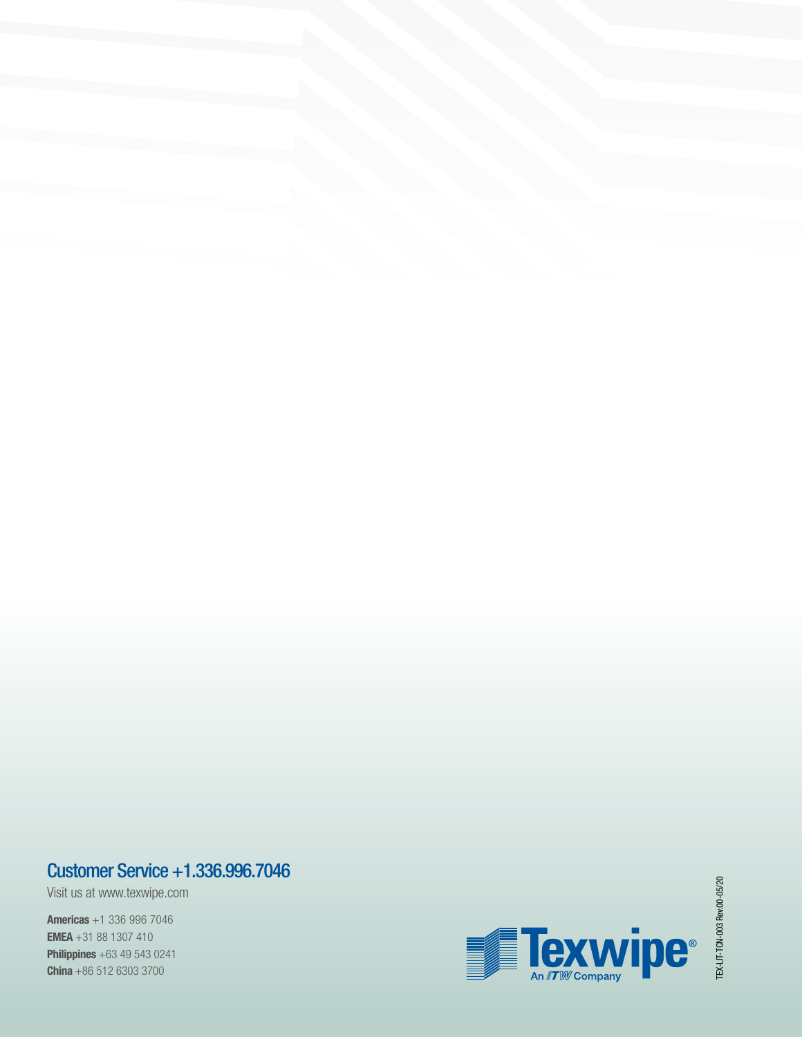## Customer Service +1.336.996.7046

Visit us at www.texwipe.com

**Americas** +1 336 996 7046
**EMEA** +31 88 1307 410
**Philippines** +63 49 543 0241
**China** +86 512 6303 3700

Texwipe®
An ITW Company

TEX-LIT-TCN-003 Rev.00-05/20